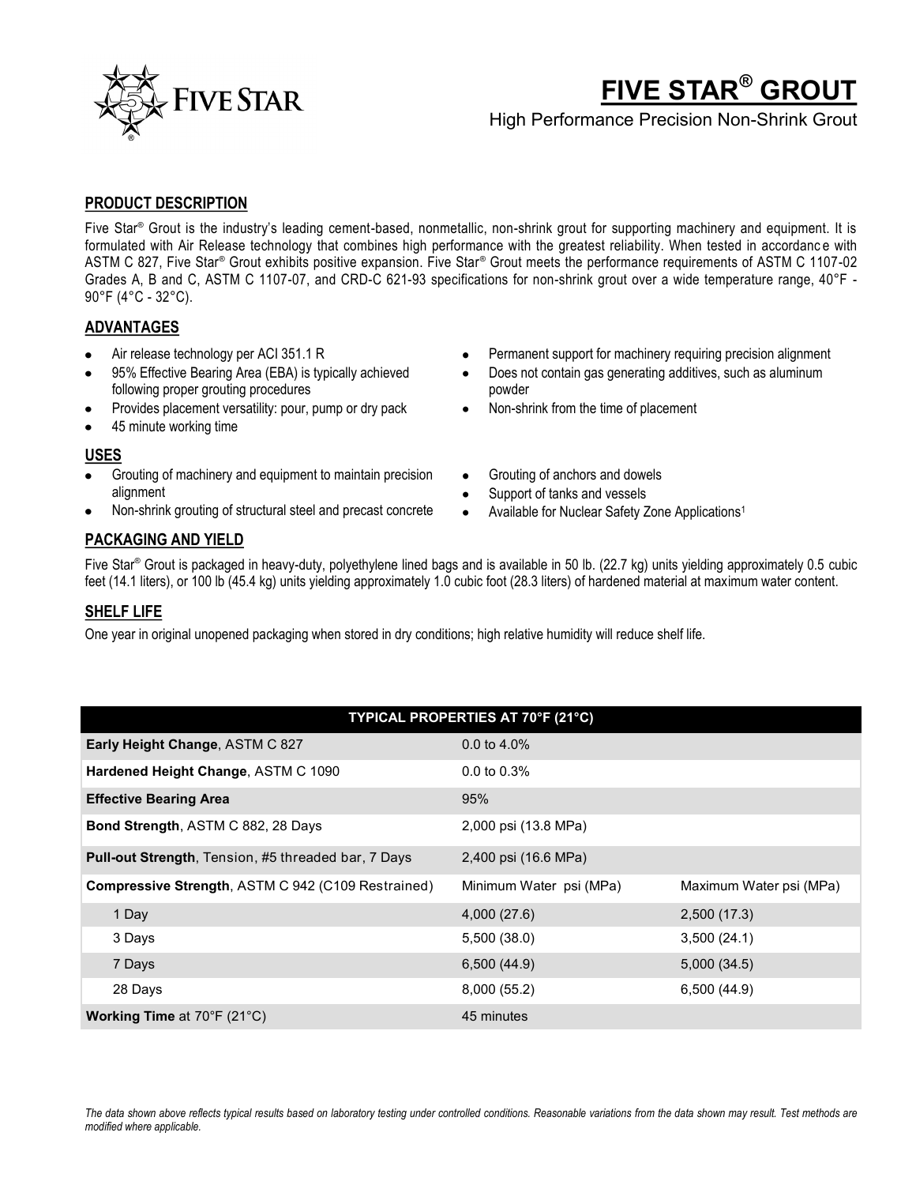# FIVE STAR® GROUT

High Performance Precision Non-Shrink Grout

## PRODUCT DESCRIPTION

Five Star® Grout is the industry's leading cement-based, nonmetallic, non-shrink grout for supporting machinery and equipment. It is formulated with Air Release technology that combines high performance with the greatest reliability. When tested in accordance with ASTM C 827, Five Star® Grout exhibits positive expansion. Five Star® Grout meets the performance requirements of ASTM C 1107-02 Grades A, B and C, ASTM C 1107-07, and CRD-C 621-93 specifications for non-shrink grout over a wide temperature range, 40°F - 90°F (4°C - 32°C).

## ADVANTAGES

- Air release technology per ACI 351.1 R
- 95% Effective Bearing Area (EBA) is typically achieved following proper grouting procedures
- Provides placement versatility: pour, pump or dry pack
- 45 minute working time
- Permanent support for machinery requiring precision alignment
- Does not contain gas generating additives, such as aluminum powder
- Non-shrink from the time of placement

## USES

- Grouting of machinery and equipment to maintain precision alignment
- Non-shrink grouting of structural steel and precast concrete
- Grouting of anchors and dowels
- Support of tanks and vessels
- Available for Nuclear Safety Zone Applications[1]

## PACKAGING AND YIELD

Five Star® Grout is packaged in heavy-duty, polyethylene lined bags and is available in 50 lb. (22.7 kg) units yielding approximately 0.5 cubic feet (14.1 liters), or 100 lb (45.4 kg) units yielding approximately 1.0 cubic foot (28.3 liters) of hardened material at maximum water content.

## SHELF LIFE

One year in original unopened packaging when stored in dry conditions; high relative humidity will reduce shelf life.

| TYPICAL PROPERTIES AT 70°F (21°C) | | |
|---|---|---|
| **Early Height Change**, ASTM C 827 | 0.0 to 4.0% | |
| **Hardened Height Change**, ASTM C 1090 | 0.0 to 0.3% | |
| **Effective Bearing Area** | 95% | |
| **Bond Strength**, ASTM C 882, 28 Days | 2,000 psi (13.8 MPa) | |
| **Pull-out Strength**, Tension, #5 threaded bar, 7 Days | 2,400 psi (16.6 MPa) | |
| **Compressive Strength**, ASTM C 942 (C109 Restrained) | Minimum Water psi (MPa) | Maximum Water psi (MPa) |
| 1 Day | 4,000 (27.6) | 2,500 (17.3) |
| 3 Days | 5,500 (38.0) | 3,500 (24.1) |
| 7 Days | 6,500 (44.9) | 5,000 (34.5) |
| 28 Days | 8,000 (55.2) | 6,500 (44.9) |
| **Working Time** at 70°F (21°C) | 45 minutes | |

*The data shown above reflects typical results based on laboratory testing under controlled conditions. Reasonable variations from the data shown may result. Test methods are modified where applicable.*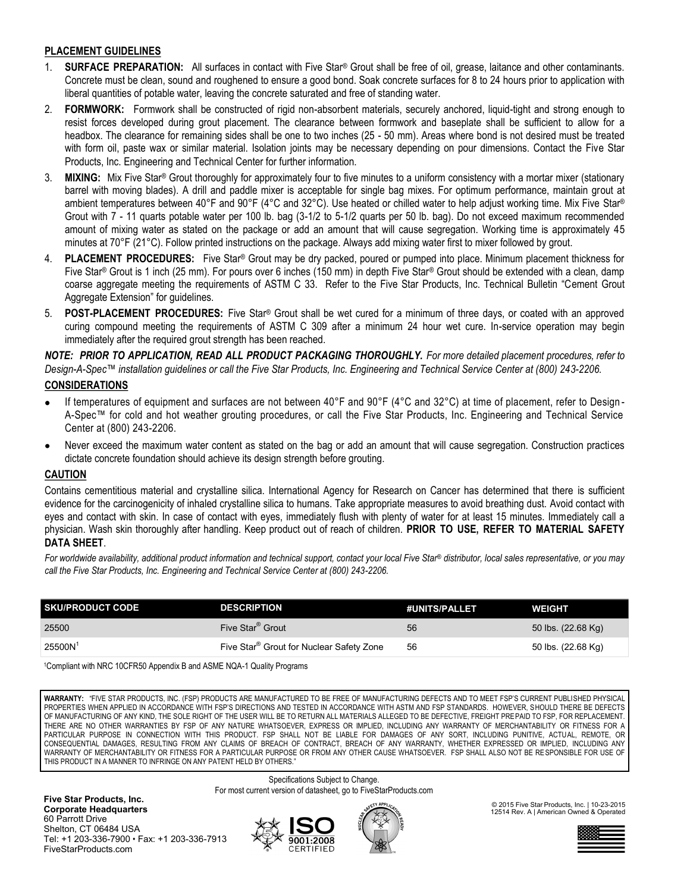## PLACEMENT GUIDELINES

1. **SURFACE PREPARATION:** All surfaces in contact with Five Star® Grout shall be free of oil, grease, laitance and other contaminants. Concrete must be clean, sound and roughened to ensure a good bond. Soak concrete surfaces for 8 to 24 hours prior to application with liberal quantities of potable water, leaving the concrete saturated and free of standing water.
2. **FORMWORK:** Formwork shall be constructed of rigid non-absorbent materials, securely anchored, liquid-tight and strong enough to resist forces developed during grout placement. The clearance between formwork and baseplate shall be sufficient to allow for a headbox. The clearance for remaining sides shall be one to two inches (25 - 50 mm). Areas where bond is not desired must be treated with form oil, paste wax or similar material. Isolation joints may be necessary depending on pour dimensions. Contact the Five Star Products, Inc. Engineering and Technical Center for further information.
3. **MIXING:** Mix Five Star® Grout thoroughly for approximately four to five minutes to a uniform consistency with a mortar mixer (stationary barrel with moving blades). A drill and paddle mixer is acceptable for single bag mixes. For optimum performance, maintain grout at ambient temperatures between 40°F and 90°F (4°C and 32°C). Use heated or chilled water to help adjust working time. Mix Five Star® Grout with 7 - 11 quarts potable water per 100 lb. bag (3-1/2 to 5-1/2 quarts per 50 lb. bag). Do not exceed maximum recommended amount of mixing water as stated on the package or add an amount that will cause segregation. Working time is approximately 45 minutes at 70°F (21°C). Follow printed instructions on the package. Always add mixing water first to mixer followed by grout.
4. **PLACEMENT PROCEDURES:** Five Star® Grout may be dry packed, poured or pumped into place. Minimum placement thickness for Five Star® Grout is 1 inch (25 mm). For pours over 6 inches (150 mm) in depth Five Star® Grout should be extended with a clean, damp coarse aggregate meeting the requirements of ASTM C 33. Refer to the Five Star Products, Inc. Technical Bulletin "Cement Grout Aggregate Extension" for guidelines.
5. **POST-PLACEMENT PROCEDURES:** Five Star® Grout shall be wet cured for a minimum of three days, or coated with an approved curing compound meeting the requirements of ASTM C 309 after a minimum 24 hour wet cure. In-service operation may begin immediately after the required grout strength has been reached.

***NOTE: PRIOR TO APPLICATION, READ ALL PRODUCT PACKAGING THOROUGHLY.*** *For more detailed placement procedures, refer to Design-A-Spec™ installation guidelines or call the Five Star Products, Inc. Engineering and Technical Service Center at (800) 243-2206.*

## CONSIDERATIONS

- If temperatures of equipment and surfaces are not between 40°F and 90°F (4°C and 32°C) at time of placement, refer to Design-A-Spec™ for cold and hot weather grouting procedures, or call the Five Star Products, Inc. Engineering and Technical Service Center at (800) 243-2206.
- Never exceed the maximum water content as stated on the bag or add an amount that will cause segregation. Construction practices dictate concrete foundation should achieve its design strength before grouting.

## CAUTION

Contains cementitious material and crystalline silica. International Agency for Research on Cancer has determined that there is sufficient evidence for the carcinogenicity of inhaled crystalline silica to humans. Take appropriate measures to avoid breathing dust. Avoid contact with eyes and contact with skin. In case of contact with eyes, immediately flush with plenty of water for at least 15 minutes. Immediately call a physician. Wash skin thoroughly after handling. Keep product out of reach of children. **PRIOR TO USE, REFER TO MATERIAL SAFETY DATA SHEET**.

*For worldwide availability, additional product information and technical support, contact your local Five Star® distributor, local sales representative, or you may call the Five Star Products, Inc. Engineering and Technical Service Center at (800) 243-2206.*

| SKU/PRODUCT CODE | DESCRIPTION | #UNITS/PALLET | WEIGHT |
|---|---|---|---|
| 25500 | Five Star® Grout | 56 | 50 lbs. (22.68 Kg) |
| 25500N[1] | Five Star® Grout for Nuclear Safety Zone | 56 | 50 lbs. (22.68 Kg) |

[1]Compliant with NRC 10CFR50 Appendix B and ASME NQA-1 Quality Programs

**WARRANTY:** "FIVE STAR PRODUCTS, INC. (FSP) PRODUCTS ARE MANUFACTURED TO BE FREE OF MANUFACTURING DEFECTS AND TO MEET FSP'S CURRENT PUBLISHED PHYSICAL PROPERTIES WHEN APPLIED IN ACCORDANCE WITH FSP'S DIRECTIONS AND TESTED IN ACCORDANCE WITH ASTM AND FSP STANDARDS. HOWEVER, SHOULD THERE BE DEFECTS OF MANUFACTURING OF ANY KIND, THE SOLE RIGHT OF THE USER WILL BE TO RETURN ALL MATERIALS ALLEGED TO BE DEFECTIVE, FREIGHT PREPAID TO FSP, FOR REPLACEMENT. THERE ARE NO OTHER WARRANTIES BY FSP OF ANY NATURE WHATSOEVER, EXPRESS OR IMPLIED, INCLUDING ANY WARRANTY OF MERCHANTABILITY OR FITNESS FOR A PARTICULAR PURPOSE IN CONNECTION WITH THIS PRODUCT. FSP SHALL NOT BE LIABLE FOR DAMAGES OF ANY SORT, INCLUDING PUNITIVE, ACTUAL, REMOTE, OR CONSEQUENTIAL DAMAGES, RESULTING FROM ANY CLAIMS OF BREACH OF CONTRACT, BREACH OF ANY WARRANTY, WHETHER EXPRESSED OR IMPLIED, INCLUDING ANY WARRANTY OF MERCHANTABILITY OR FITNESS FOR A PARTICULAR PURPOSE OR FROM ANY OTHER CAUSE WHATSOEVER. FSP SHALL ALSO NOT BE RESPONSIBLE FOR USE OF THIS PRODUCT IN A MANNER TO INFRINGE ON ANY PATENT HELD BY OTHERS."

Specifications Subject to Change.
For most current version of datasheet, go to FiveStarProducts.com

**Five Star Products, Inc.**
**Corporate Headquarters**
60 Parrott Drive
Shelton, CT 06484 USA
Tel: +1 203-336-7900 • Fax: +1 203-336-7913
FiveStarProducts.com

ISO 9001:2008 CERTIFIED

NUCLEAR SAFETY APPLICATION READY

© 2015 Five Star Products, Inc. | 10-23-2015
12514 Rev. A | American Owned & Operated